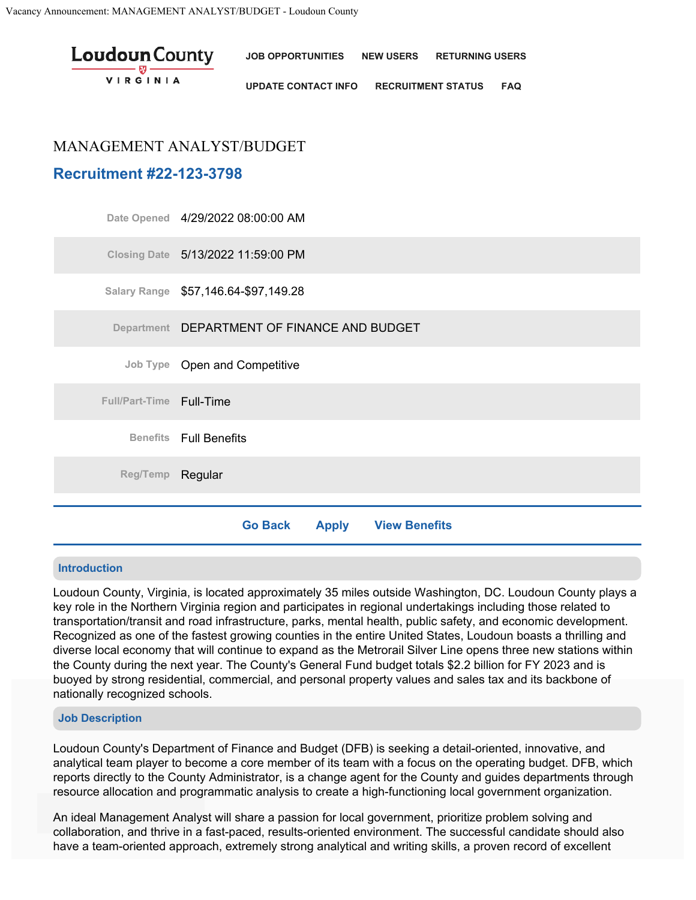# MANAGEMENT ANALYST/BUDGET

## Recruitment #22-123-3798

| | |
|---|---|
| Date Opened | 4/29/2022 08:00:00 AM |
| Closing Date | 5/13/2022 11:59:00 PM |
| Salary Range | $57,146.64-$97,149.28 |
| Department | DEPARTMENT OF FINANCE AND BUDGET |
| Job Type | Open and Competitive |
| Full/Part-Time | Full-Time |
| Benefits | Full Benefits |
| Reg/Temp | Regular |

Go Back Apply View Benefits

### Introduction

Loudoun County, Virginia, is located approximately 35 miles outside Washington, DC. Loudoun County plays a key role in the Northern Virginia region and participates in regional undertakings including those related to transportation/transit and road infrastructure, parks, mental health, public safety, and economic development. Recognized as one of the fastest growing counties in the entire United States, Loudoun boasts a thrilling and diverse local economy that will continue to expand as the Metrorail Silver Line opens three new stations within the County during the next year. The County's General Fund budget totals $2.2 billion for FY 2023 and is buoyed by strong residential, commercial, and personal property values and sales tax and its backbone of nationally recognized schools.

### Job Description

Loudoun County's Department of Finance and Budget (DFB) is seeking a detail-oriented, innovative, and analytical team player to become a core member of its team with a focus on the operating budget. DFB, which reports directly to the County Administrator, is a change agent for the County and guides departments through resource allocation and programmatic analysis to create a high-functioning local government organization.

An ideal Management Analyst will share a passion for local government, prioritize problem solving and collaboration, and thrive in a fast-paced, results-oriented environment. The successful candidate should also have a team-oriented approach, extremely strong analytical and writing skills, a proven record of excellent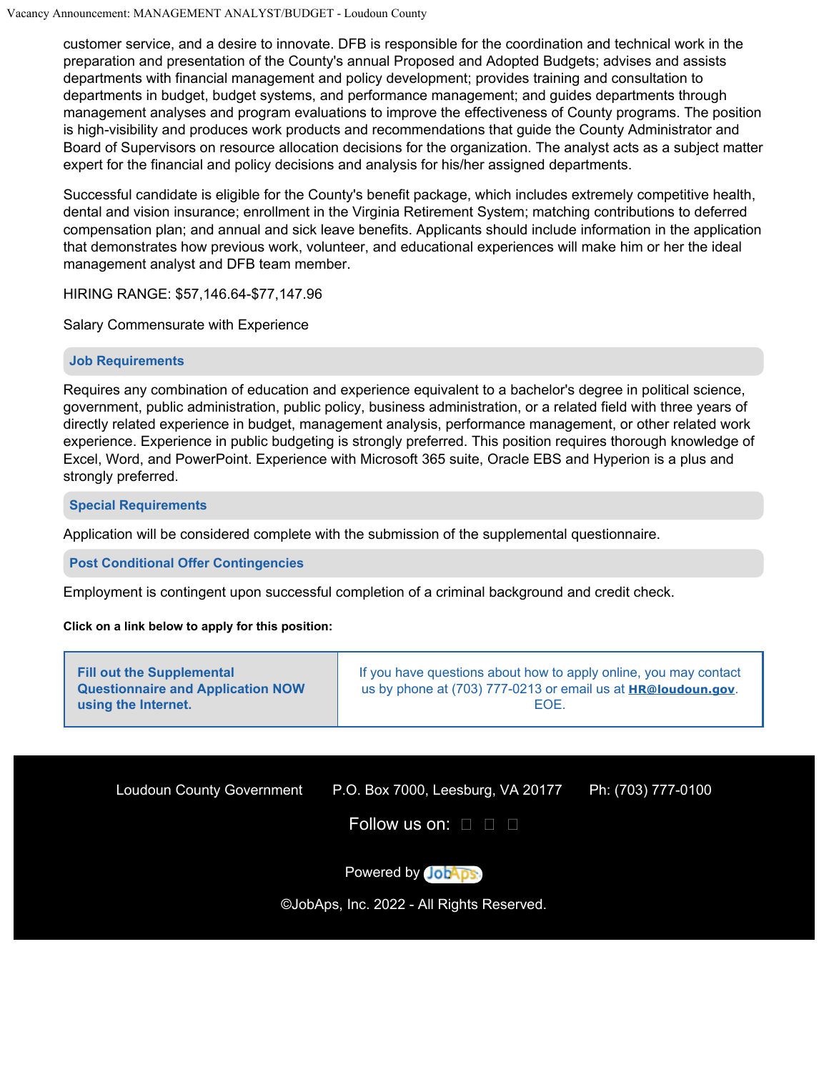customer service, and a desire to innovate. DFB is responsible for the coordination and technical work in the preparation and presentation of the County's annual Proposed and Adopted Budgets; advises and assists departments with financial management and policy development; provides training and consultation to departments in budget, budget systems, and performance management; and guides departments through management analyses and program evaluations to improve the effectiveness of County programs. The position is high-visibility and produces work products and recommendations that guide the County Administrator and Board of Supervisors on resource allocation decisions for the organization. The analyst acts as a subject matter expert for the financial and policy decisions and analysis for his/her assigned departments.

Successful candidate is eligible for the County's benefit package, which includes extremely competitive health, dental and vision insurance; enrollment in the Virginia Retirement System; matching contributions to deferred compensation plan; and annual and sick leave benefits. Applicants should include information in the application that demonstrates how previous work, volunteer, and educational experiences will make him or her the ideal management analyst and DFB team member.

HIRING RANGE: $57,146.64-$77,147.96

Salary Commensurate with Experience

## Job Requirements

Requires any combination of education and experience equivalent to a bachelor's degree in political science, government, public administration, public policy, business administration, or a related field with three years of directly related experience in budget, management analysis, performance management, or other related work experience. Experience in public budgeting is strongly preferred. This position requires thorough knowledge of Excel, Word, and PowerPoint. Experience with Microsoft 365 suite, Oracle EBS and Hyperion is a plus and strongly preferred.

## Special Requirements

Application will be considered complete with the submission of the supplemental questionnaire.

## Post Conditional Offer Contingencies

Employment is contingent upon successful completion of a criminal background and credit check.

**Click on a link below to apply for this position:**

| | |
|---|---|
| **Fill out the Supplemental Questionnaire and Application NOW using the Internet.** | If you have questions about how to apply online, you may contact us by phone at (703) 777-0213 or email us at **HR@loudoun.gov**. EOE. |

Loudoun County Government    P.O. Box 7000, Leesburg, VA 20177    Ph: (703) 777-0100

Follow us on:

Powered by JobAps

©JobAps, Inc. 2022 - All Rights Reserved.